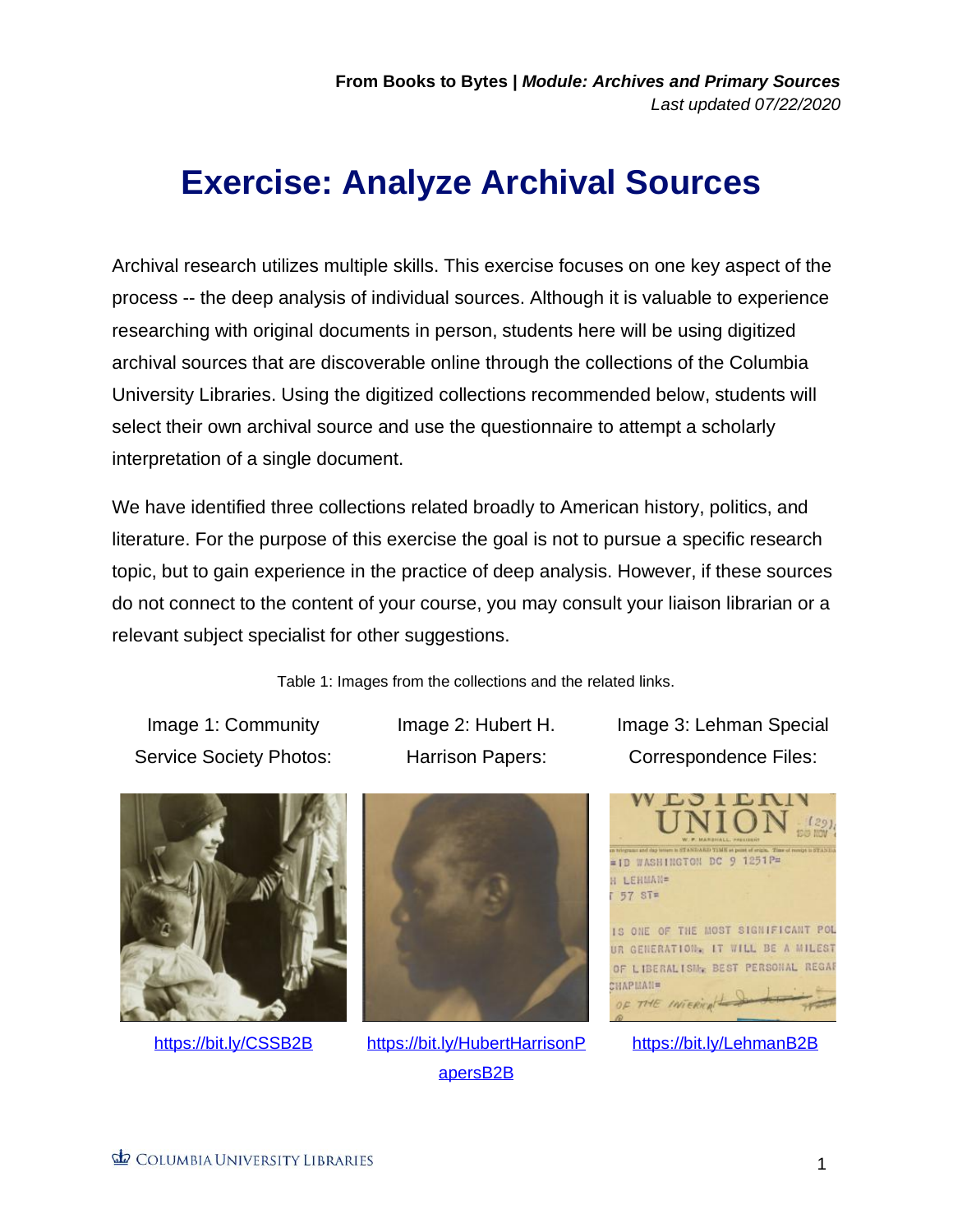# Exercise: Analyze Archival Sources

Archival research utilizes multiple skills. This exercise focuses on one key aspect of the process -- the deep analysis of individual sources. Although it is valuable to experience researching with original documents in person, students here will be using digitized archival sources that are discoverable online through the collections of the Columbia University Libraries. Using the digitized collections recommended below, students will select their own archival source and use the questionnaire to attempt a scholarly interpretation of a single document.

We have identified three collections related broadly to American history, politics, and literature. For the purpose of this exercise the goal is not to pursue a specific research topic, but to gain experience in the practice of deep analysis. However, if these sources do not connect to the content of your course, you may consult your liaison librarian or a relevant subject specialist for other suggestions.

Table 1: Images from the collections and the related links.

| Image 1: Community Service Society Photos: | Image 2: Hubert H. Harrison Papers: | Image 3: Lehman Special Correspondence Files: |
|---|---|---|
| https://bit.ly/CSSB2B | https://bit.ly/HubertHarrisonPapersB2B | https://bit.ly/LehmanB2B |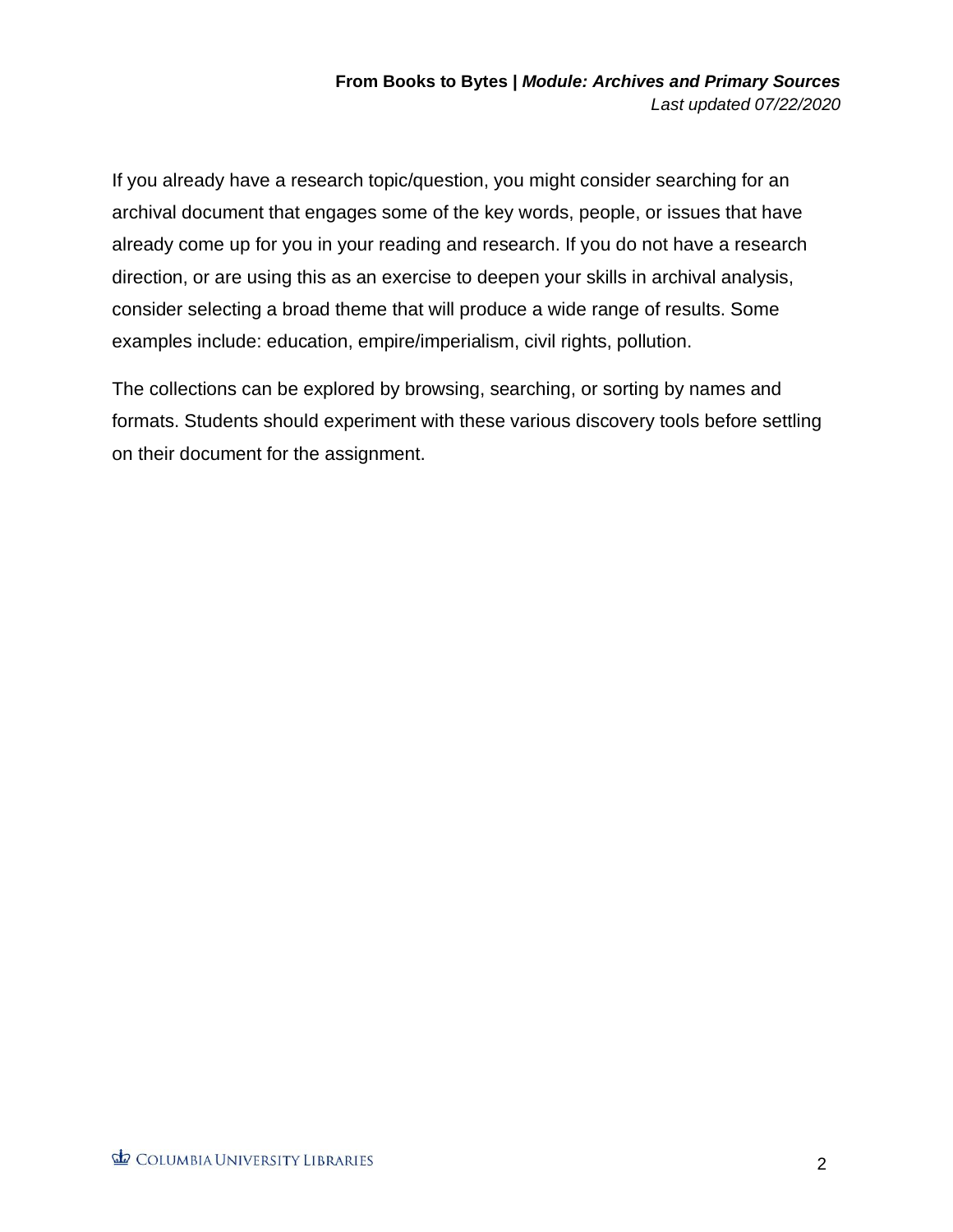If you already have a research topic/question, you might consider searching for an archival document that engages some of the key words, people, or issues that have already come up for you in your reading and research. If you do not have a research direction, or are using this as an exercise to deepen your skills in archival analysis, consider selecting a broad theme that will produce a wide range of results. Some examples include: education, empire/imperialism, civil rights, pollution.

The collections can be explored by browsing, searching, or sorting by names and formats. Students should experiment with these various discovery tools before settling on their document for the assignment.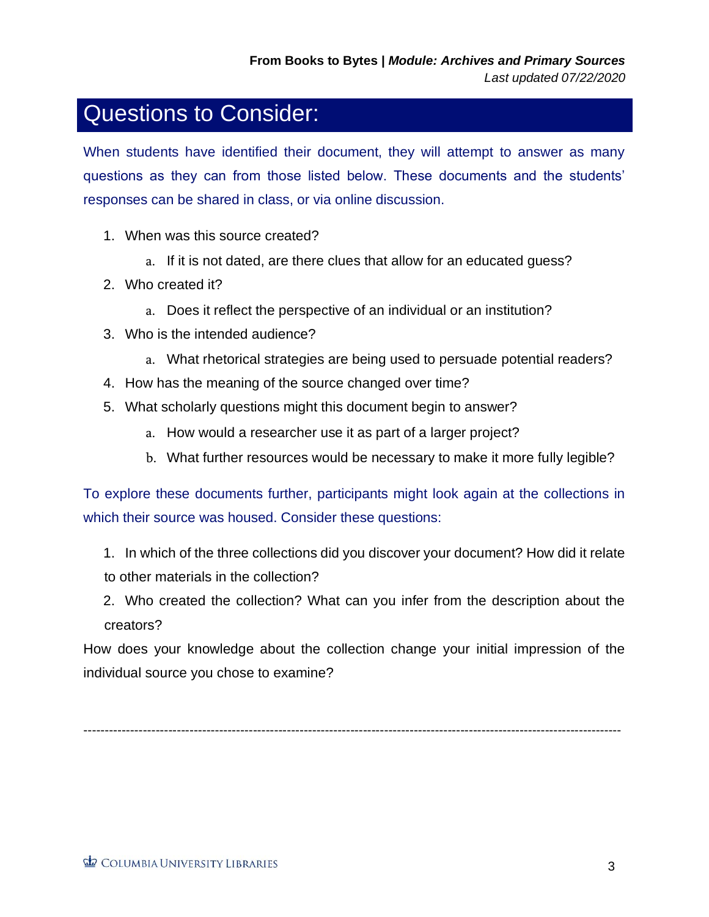## Questions to Consider:

When students have identified their document, they will attempt to answer as many questions as they can from those listed below. These documents and the students' responses can be shared in class, or via online discussion.

1. When was this source created?
   a. If it is not dated, are there clues that allow for an educated guess?
2. Who created it?
   a. Does it reflect the perspective of an individual or an institution?
3. Who is the intended audience?
   a. What rhetorical strategies are being used to persuade potential readers?
4. How has the meaning of the source changed over time?
5. What scholarly questions might this document begin to answer?
   a. How would a researcher use it as part of a larger project?
   b. What further resources would be necessary to make it more fully legible?

To explore these documents further, participants might look again at the collections in which their source was housed. Consider these questions:

1. In which of the three collections did you discover your document? How did it relate to other materials in the collection?
2. Who created the collection? What can you infer from the description about the creators?

How does your knowledge about the collection change your initial impression of the individual source you chose to examine?

---